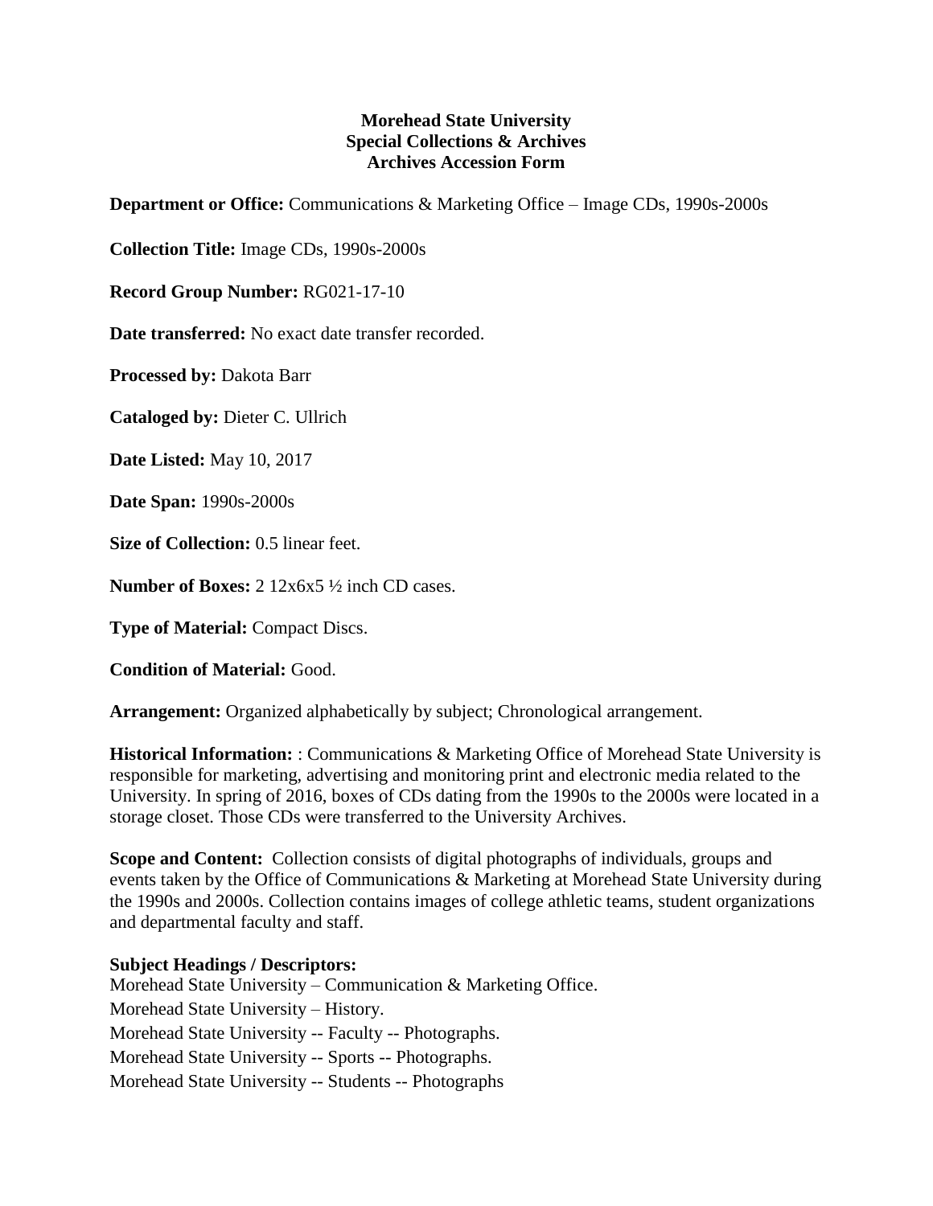**Morehead State University**
**Special Collections & Archives**
**Archives Accession Form**

**Department or Office:** Communications & Marketing Office – Image CDs, 1990s-2000s

**Collection Title:** Image CDs, 1990s-2000s

**Record Group Number:** RG021-17-10

**Date transferred:** No exact date transfer recorded.

**Processed by:** Dakota Barr

**Cataloged by:** Dieter C. Ullrich

**Date Listed:** May 10, 2017

**Date Span:** 1990s-2000s

**Size of Collection:** 0.5 linear feet.

**Number of Boxes:** 2 12x6x5 ½ inch CD cases.

**Type of Material:** Compact Discs.

**Condition of Material:** Good.

**Arrangement:** Organized alphabetically by subject; Chronological arrangement.

**Historical Information:** : Communications & Marketing Office of Morehead State University is responsible for marketing, advertising and monitoring print and electronic media related to the University. In spring of 2016, boxes of CDs dating from the 1990s to the 2000s were located in a storage closet. Those CDs were transferred to the University Archives.

**Scope and Content:** Collection consists of digital photographs of individuals, groups and events taken by the Office of Communications & Marketing at Morehead State University during the 1990s and 2000s. Collection contains images of college athletic teams, student organizations and departmental faculty and staff.

**Subject Headings / Descriptors:**
Morehead State University – Communication & Marketing Office.
Morehead State University – History.
Morehead State University -- Faculty -- Photographs.
Morehead State University -- Sports -- Photographs.
Morehead State University -- Students -- Photographs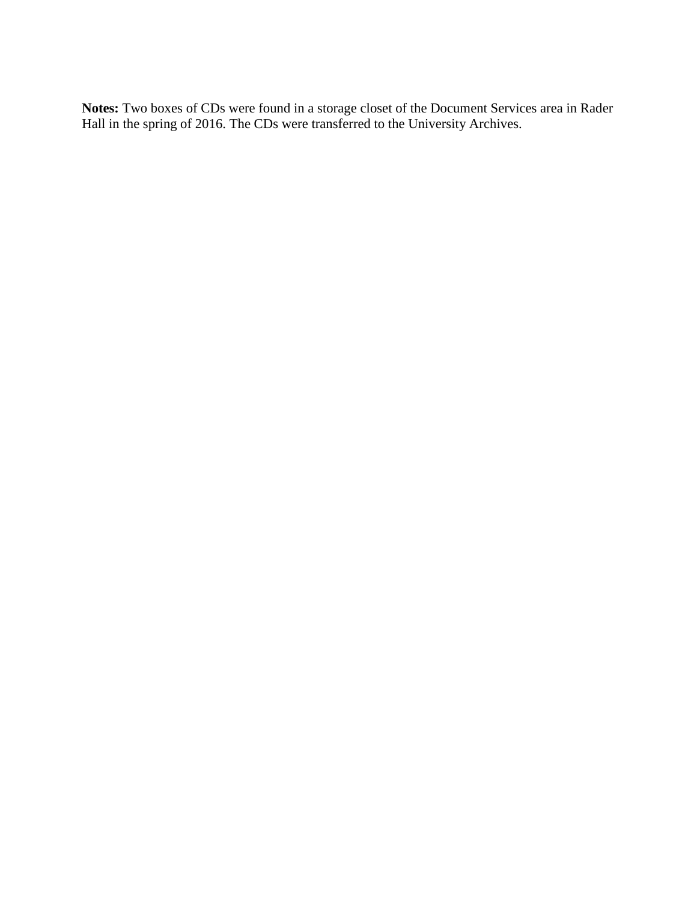**Notes:** Two boxes of CDs were found in a storage closet of the Document Services area in Rader Hall in the spring of 2016. The CDs were transferred to the University Archives.